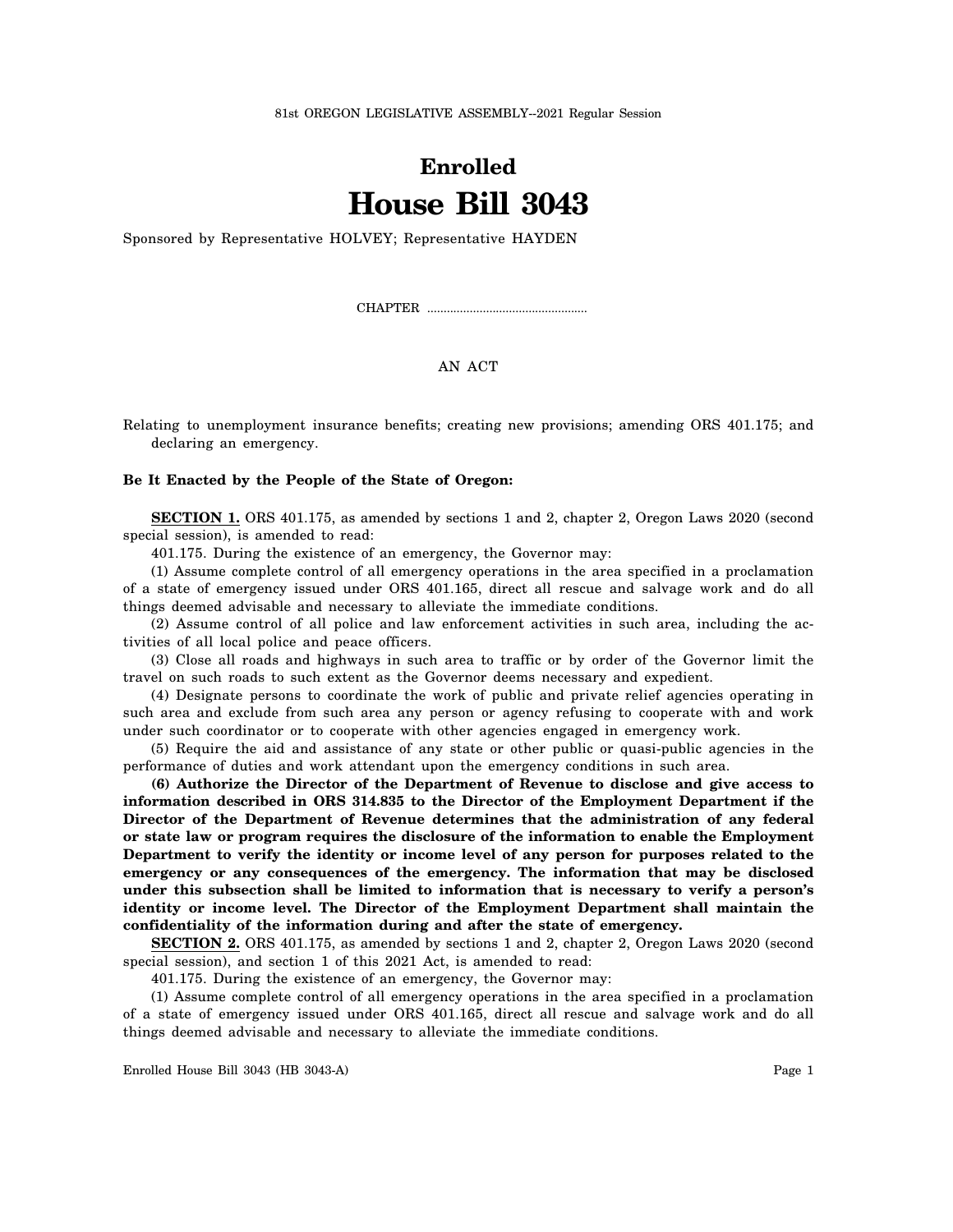81st OREGON LEGISLATIVE ASSEMBLY--2021 Regular Session

# Enrolled
# House Bill 3043

Sponsored by Representative HOLVEY; Representative HAYDEN

CHAPTER .................................................

AN ACT

Relating to unemployment insurance benefits; creating new provisions; amending ORS 401.175; and declaring an emergency.

**Be It Enacted by the People of the State of Oregon:**

**SECTION 1.** ORS 401.175, as amended by sections 1 and 2, chapter 2, Oregon Laws 2020 (second special session), is amended to read:

401.175. During the existence of an emergency, the Governor may:

(1) Assume complete control of all emergency operations in the area specified in a proclamation of a state of emergency issued under ORS 401.165, direct all rescue and salvage work and do all things deemed advisable and necessary to alleviate the immediate conditions.

(2) Assume control of all police and law enforcement activities in such area, including the activities of all local police and peace officers.

(3) Close all roads and highways in such area to traffic or by order of the Governor limit the travel on such roads to such extent as the Governor deems necessary and expedient.

(4) Designate persons to coordinate the work of public and private relief agencies operating in such area and exclude from such area any person or agency refusing to cooperate with and work under such coordinator or to cooperate with other agencies engaged in emergency work.

(5) Require the aid and assistance of any state or other public or quasi-public agencies in the performance of duties and work attendant upon the emergency conditions in such area.

**(6) Authorize the Director of the Department of Revenue to disclose and give access to information described in ORS 314.835 to the Director of the Employment Department if the Director of the Department of Revenue determines that the administration of any federal or state law or program requires the disclosure of the information to enable the Employment Department to verify the identity or income level of any person for purposes related to the emergency or any consequences of the emergency. The information that may be disclosed under this subsection shall be limited to information that is necessary to verify a person's identity or income level. The Director of the Employment Department shall maintain the confidentiality of the information during and after the state of emergency.**

**SECTION 2.** ORS 401.175, as amended by sections 1 and 2, chapter 2, Oregon Laws 2020 (second special session), and section 1 of this 2021 Act, is amended to read:

401.175. During the existence of an emergency, the Governor may:

(1) Assume complete control of all emergency operations in the area specified in a proclamation of a state of emergency issued under ORS 401.165, direct all rescue and salvage work and do all things deemed advisable and necessary to alleviate the immediate conditions.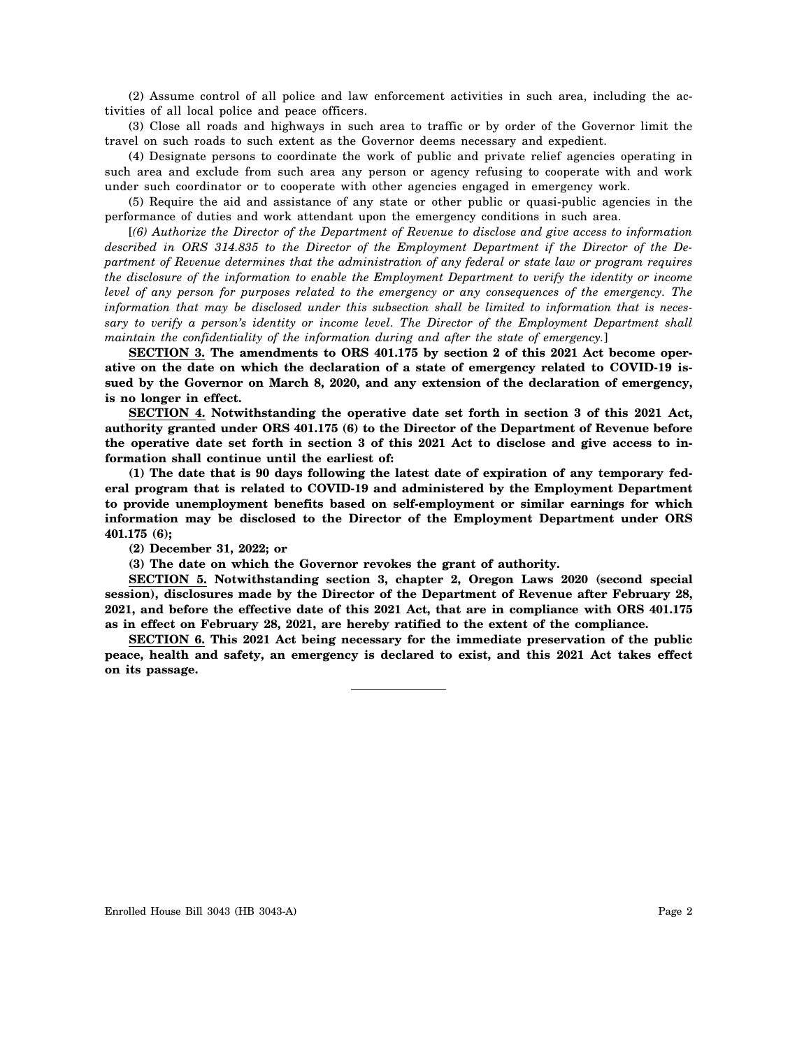(2) Assume control of all police and law enforcement activities in such area, including the activities of all local police and peace officers.

(3) Close all roads and highways in such area to traffic or by order of the Governor limit the travel on such roads to such extent as the Governor deems necessary and expedient.

(4) Designate persons to coordinate the work of public and private relief agencies operating in such area and exclude from such area any person or agency refusing to cooperate with and work under such coordinator or to cooperate with other agencies engaged in emergency work.

(5) Require the aid and assistance of any state or other public or quasi-public agencies in the performance of duties and work attendant upon the emergency conditions in such area.

[*(6) Authorize the Director of the Department of Revenue to disclose and give access to information described in ORS 314.835 to the Director of the Employment Department if the Director of the Department of Revenue determines that the administration of any federal or state law or program requires the disclosure of the information to enable the Employment Department to verify the identity or income level of any person for purposes related to the emergency or any consequences of the emergency. The information that may be disclosed under this subsection shall be limited to information that is necessary to verify a person's identity or income level. The Director of the Employment Department shall maintain the confidentiality of the information during and after the state of emergency.*]

**SECTION 3. The amendments to ORS 401.175 by section 2 of this 2021 Act become operative on the date on which the declaration of a state of emergency related to COVID-19 issued by the Governor on March 8, 2020, and any extension of the declaration of emergency, is no longer in effect.**

**SECTION 4. Notwithstanding the operative date set forth in section 3 of this 2021 Act, authority granted under ORS 401.175 (6) to the Director of the Department of Revenue before the operative date set forth in section 3 of this 2021 Act to disclose and give access to information shall continue until the earliest of:**

**(1) The date that is 90 days following the latest date of expiration of any temporary federal program that is related to COVID-19 and administered by the Employment Department to provide unemployment benefits based on self-employment or similar earnings for which information may be disclosed to the Director of the Employment Department under ORS 401.175 (6);**

**(2) December 31, 2022; or**

**(3) The date on which the Governor revokes the grant of authority.**

**SECTION 5. Notwithstanding section 3, chapter 2, Oregon Laws 2020 (second special session), disclosures made by the Director of the Department of Revenue after February 28, 2021, and before the effective date of this 2021 Act, that are in compliance with ORS 401.175 as in effect on February 28, 2021, are hereby ratified to the extent of the compliance.**

**SECTION 6. This 2021 Act being necessary for the immediate preservation of the public peace, health and safety, an emergency is declared to exist, and this 2021 Act takes effect on its passage.**

---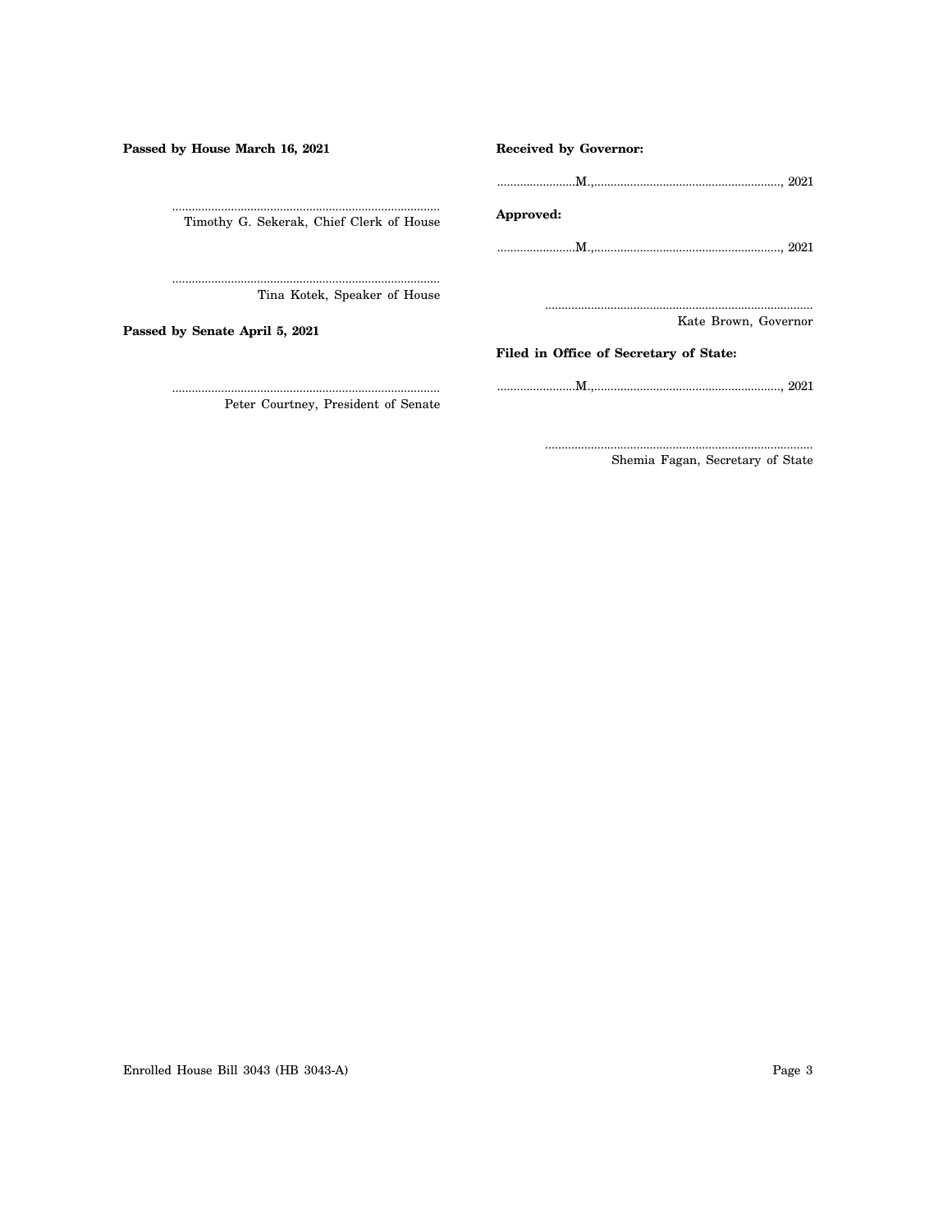**Passed by House March 16, 2021**

..................................................................................
Timothy G. Sekerak, Chief Clerk of House

..................................................................................
Tina Kotek, Speaker of House

**Passed by Senate April 5, 2021**

..................................................................................
Peter Courtney, President of Senate

**Received by Governor:**

........................M.,.........................................................., 2021

**Approved:**

........................M.,.........................................................., 2021

..................................................................................
Kate Brown, Governor

**Filed in Office of Secretary of State:**

........................M.,.........................................................., 2021

..................................................................................
Shemia Fagan, Secretary of State